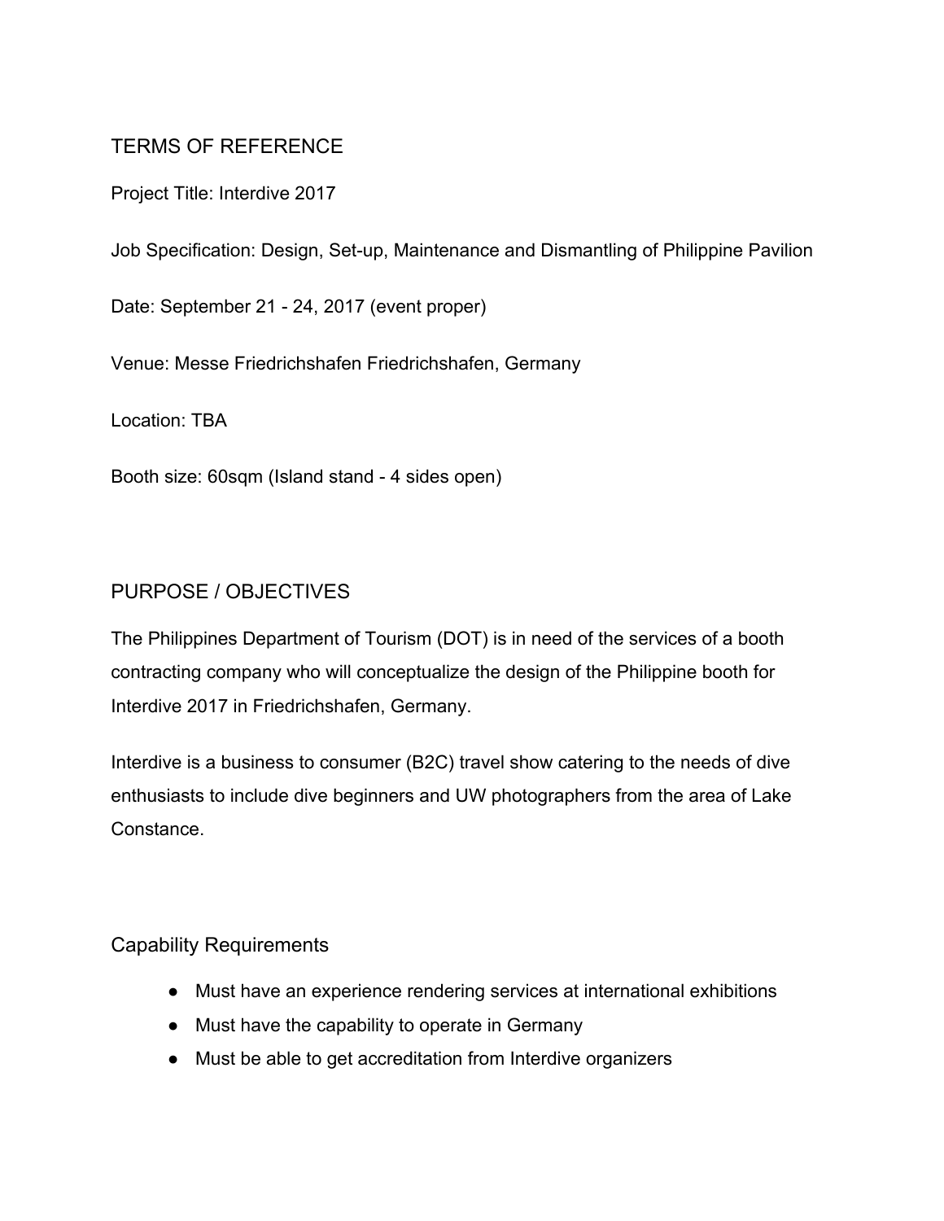# TERMS OF REFERENCE

Project Title: Interdive 2017

Job Specification: Design, Set-up, Maintenance and Dismantling of Philippine Pavilion

Date: September 21 - 24, 2017 (event proper)

Venue: Messe Friedrichshafen Friedrichshafen, Germany

Location: TBA

Booth size: 60sqm (Island stand - 4 sides open)

## PURPOSE / OBJECTIVES

The Philippines Department of Tourism (DOT) is in need of the services of a booth contracting company who will conceptualize the design of the Philippine booth for Interdive 2017 in Friedrichshafen, Germany.

Interdive is a business to consumer (B2C) travel show catering to the needs of dive enthusiasts to include dive beginners and UW photographers from the area of Lake Constance.

## Capability Requirements

- Must have an experience rendering services at international exhibitions
- Must have the capability to operate in Germany
- Must be able to get accreditation from Interdive organizers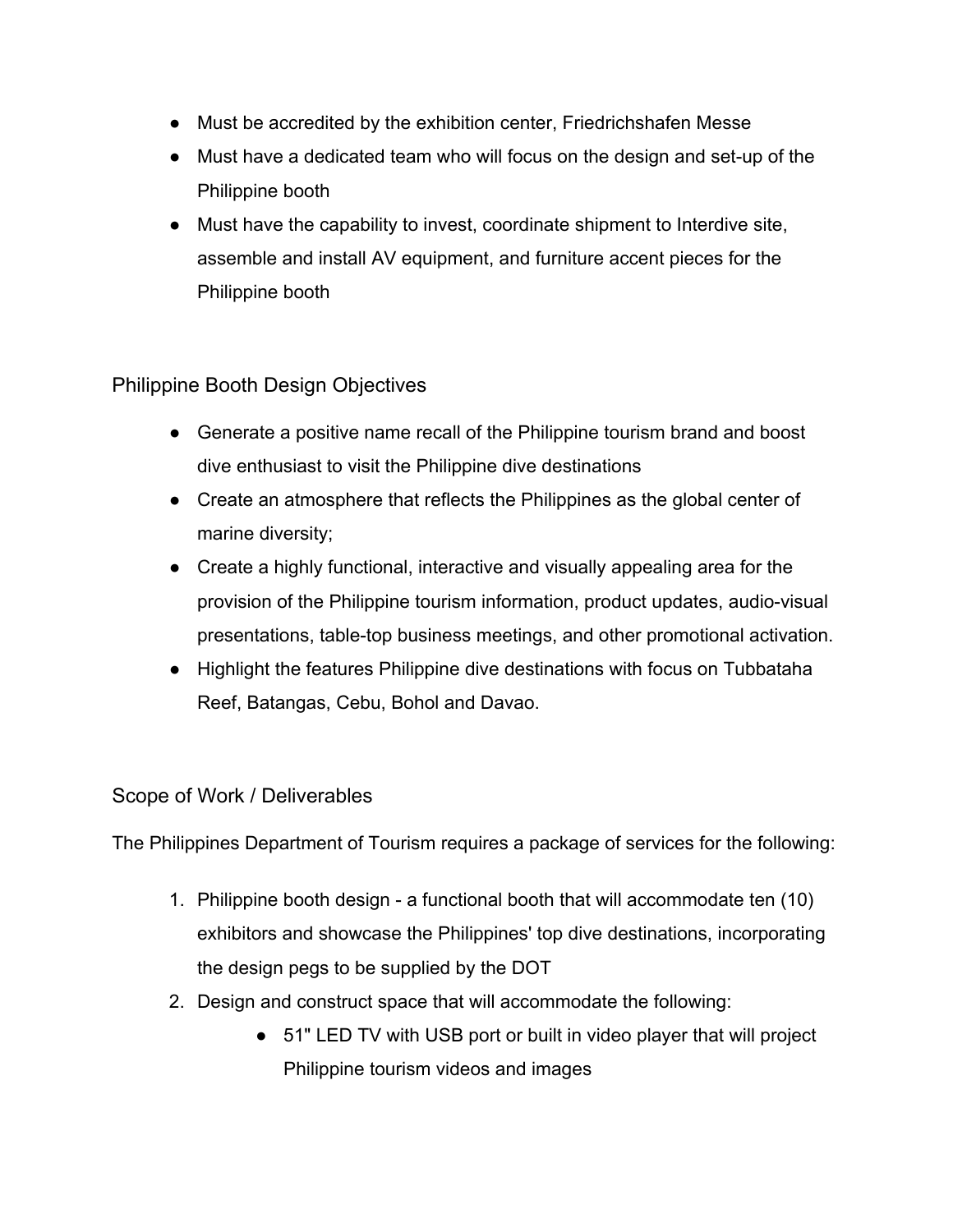- Must be accredited by the exhibition center, Friedrichshafen Messe
- Must have a dedicated team who will focus on the design and set-up of the Philippine booth
- Must have the capability to invest, coordinate shipment to Interdive site, assemble and install AV equipment, and furniture accent pieces for the Philippine booth

## Philippine Booth Design Objectives

- Generate a positive name recall of the Philippine tourism brand and boost dive enthusiast to visit the Philippine dive destinations
- Create an atmosphere that reflects the Philippines as the global center of marine diversity;
- Create a highly functional, interactive and visually appealing area for the provision of the Philippine tourism information, product updates, audio-visual presentations, table-top business meetings, and other promotional activation.
- Highlight the features Philippine dive destinations with focus on Tubbataha Reef, Batangas, Cebu, Bohol and Davao.

## Scope of Work / Deliverables

The Philippines Department of Tourism requires a package of services for the following:

1. Philippine booth design - a functional booth that will accommodate ten (10) exhibitors and showcase the Philippines' top dive destinations, incorporating the design pegs to be supplied by the DOT
2. Design and construct space that will accommodate the following:
    - 51" LED TV with USB port or built in video player that will project Philippine tourism videos and images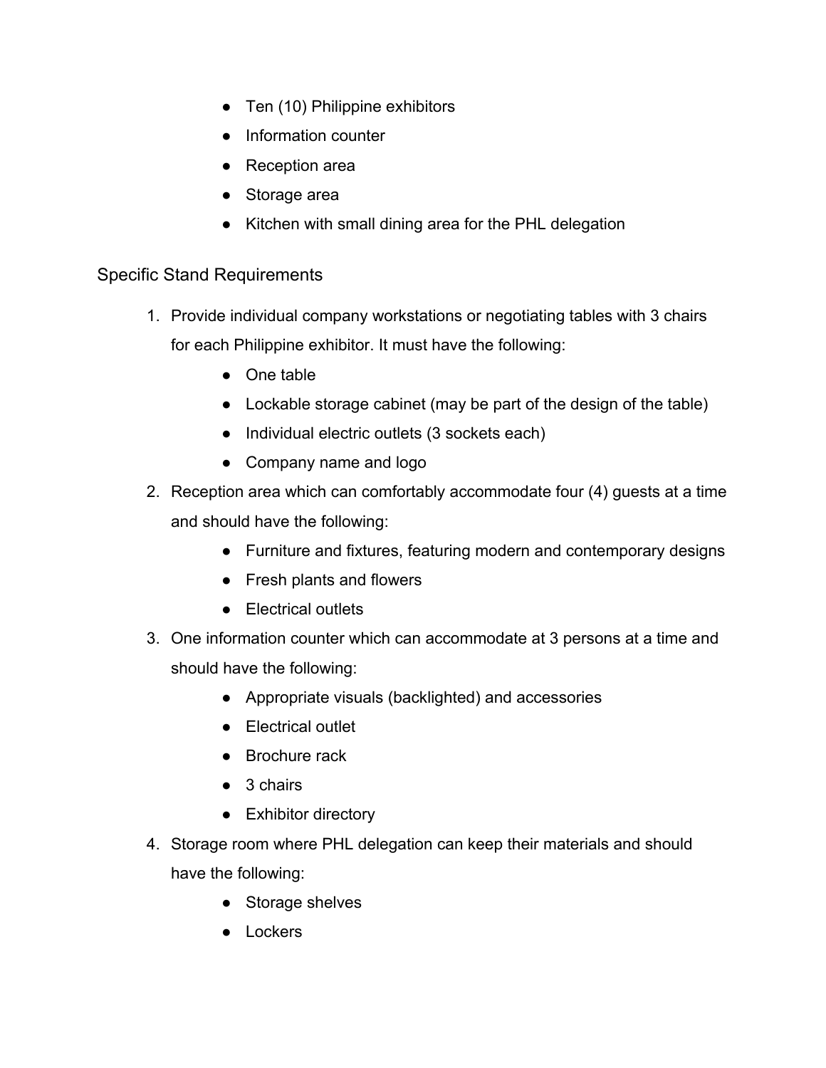- Ten (10) Philippine exhibitors
- Information counter
- Reception area
- Storage area
- Kitchen with small dining area for the PHL delegation

## Specific Stand Requirements

1. Provide individual company workstations or negotiating tables with 3 chairs for each Philippine exhibitor. It must have the following:
    - One table
    - Lockable storage cabinet (may be part of the design of the table)
    - Individual electric outlets (3 sockets each)
    - Company name and logo
2. Reception area which can comfortably accommodate four (4) guests at a time and should have the following:
    - Furniture and fixtures, featuring modern and contemporary designs
    - Fresh plants and flowers
    - Electrical outlets
3. One information counter which can accommodate at 3 persons at a time and should have the following:
    - Appropriate visuals (backlighted) and accessories
    - Electrical outlet
    - Brochure rack
    - 3 chairs
    - Exhibitor directory
4. Storage room where PHL delegation can keep their materials and should have the following:
    - Storage shelves
    - Lockers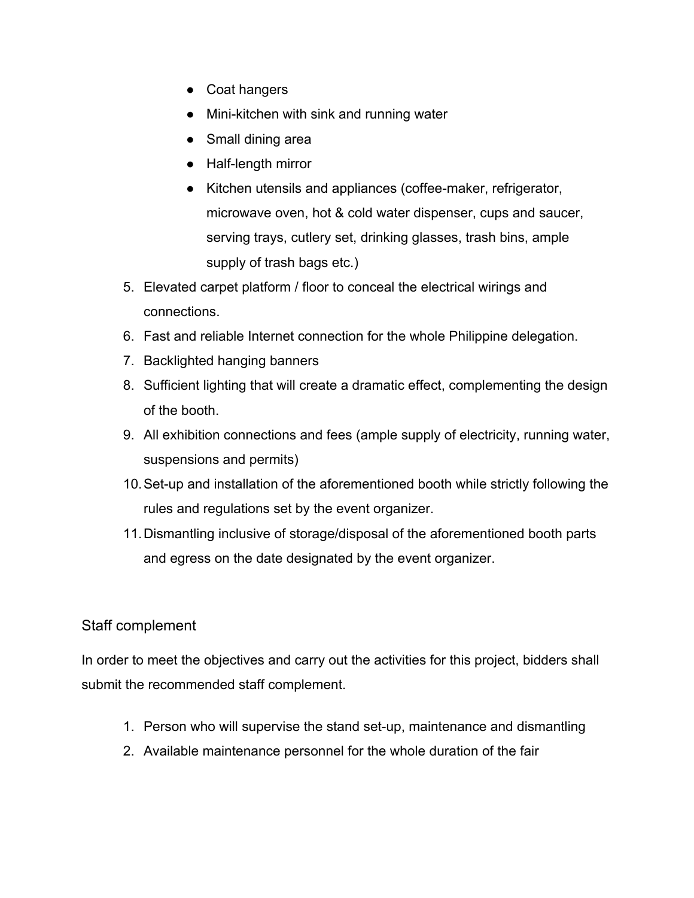- Coat hangers
- Mini-kitchen with sink and running water
- Small dining area
- Half-length mirror
- Kitchen utensils and appliances (coffee-maker, refrigerator, microwave oven, hot & cold water dispenser, cups and saucer, serving trays, cutlery set, drinking glasses, trash bins, ample supply of trash bags etc.)

5. Elevated carpet platform / floor to conceal the electrical wirings and connections.
6. Fast and reliable Internet connection for the whole Philippine delegation.
7. Backlighted hanging banners
8. Sufficient lighting that will create a dramatic effect, complementing the design of the booth.
9. All exhibition connections and fees (ample supply of electricity, running water, suspensions and permits)
10. Set-up and installation of the aforementioned booth while strictly following the rules and regulations set by the event organizer.
11. Dismantling inclusive of storage/disposal of the aforementioned booth parts and egress on the date designated by the event organizer.

## Staff complement

In order to meet the objectives and carry out the activities for this project, bidders shall submit the recommended staff complement.

1. Person who will supervise the stand set-up, maintenance and dismantling
2. Available maintenance personnel for the whole duration of the fair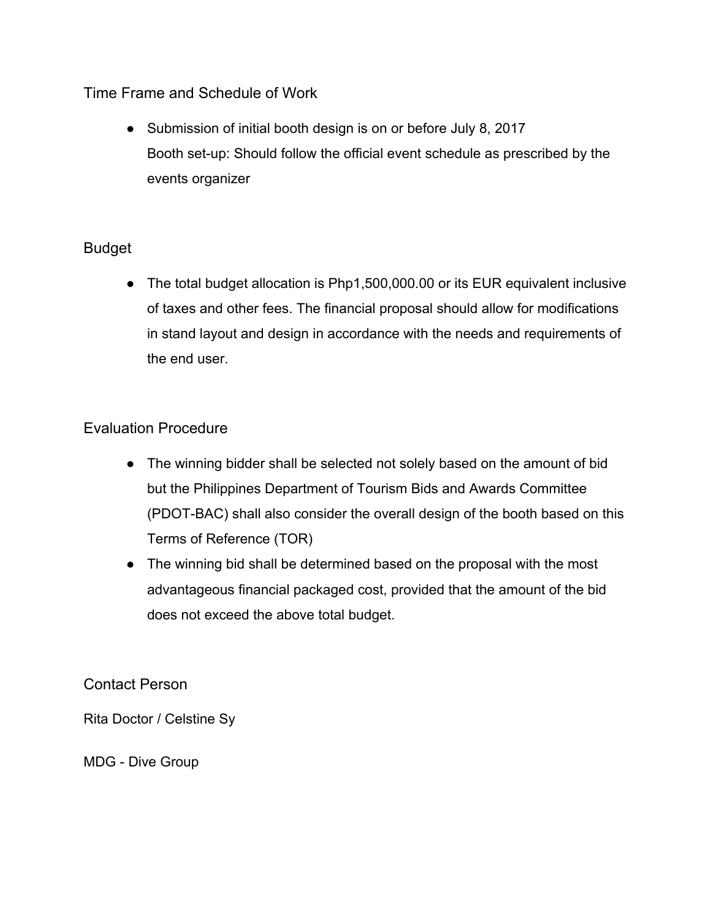## Time Frame and Schedule of Work

- Submission of initial booth design is on or before July 8, 2017
  Booth set-up: Should follow the official event schedule as prescribed by the events organizer

## Budget

- The total budget allocation is Php1,500,000.00 or its EUR equivalent inclusive of taxes and other fees. The financial proposal should allow for modifications in stand layout and design in accordance with the needs and requirements of the end user.

## Evaluation Procedure

- The winning bidder shall be selected not solely based on the amount of bid but the Philippines Department of Tourism Bids and Awards Committee (PDOT-BAC) shall also consider the overall design of the booth based on this Terms of Reference (TOR)
- The winning bid shall be determined based on the proposal with the most advantageous financial packaged cost, provided that the amount of the bid does not exceed the above total budget.

## Contact Person

Rita Doctor / Celstine Sy

MDG - Dive Group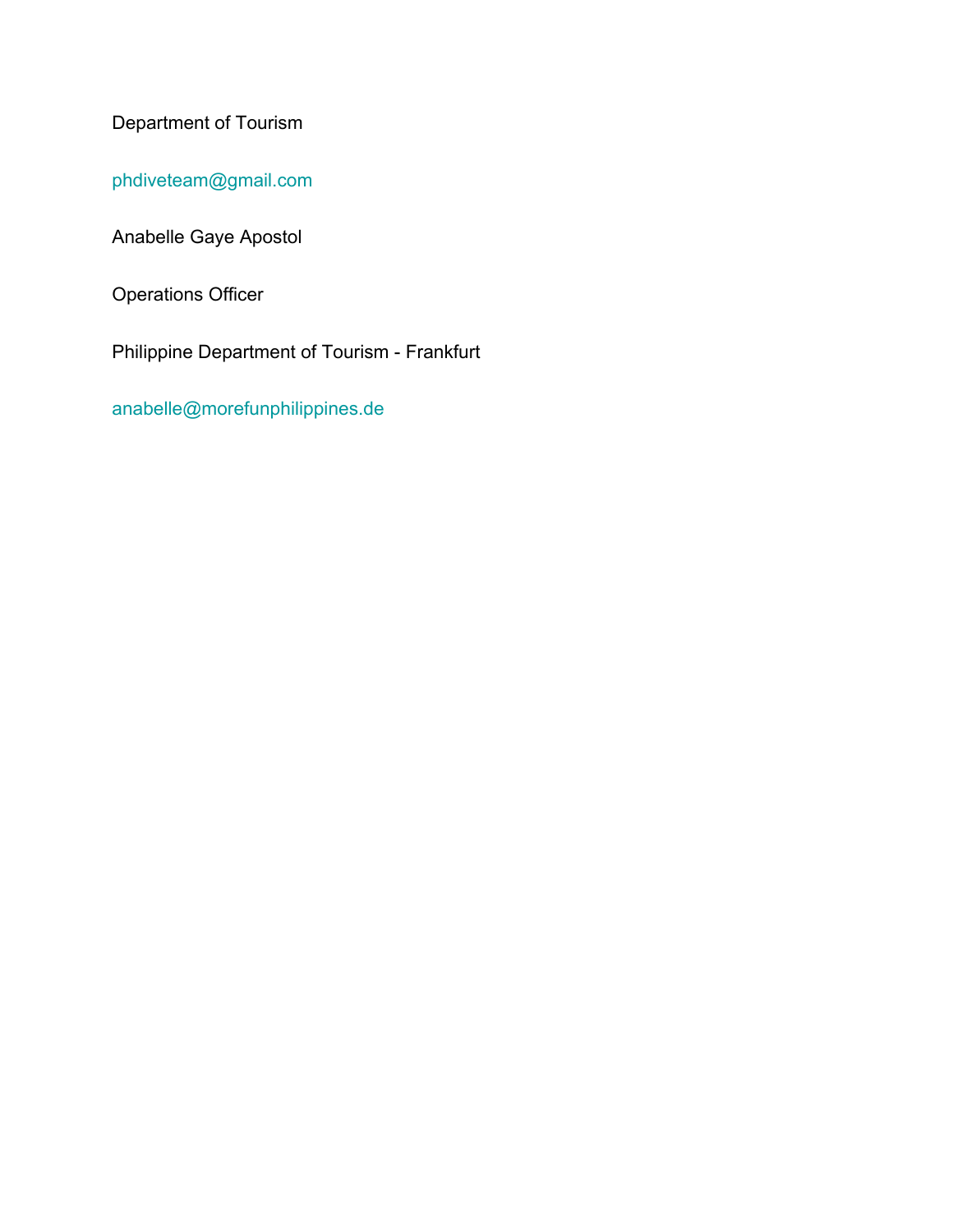Department of Tourism

phdiveteam@gmail.com

Anabelle Gaye Apostol

Operations Officer

Philippine Department of Tourism - Frankfurt

anabelle@morefunphilippines.de